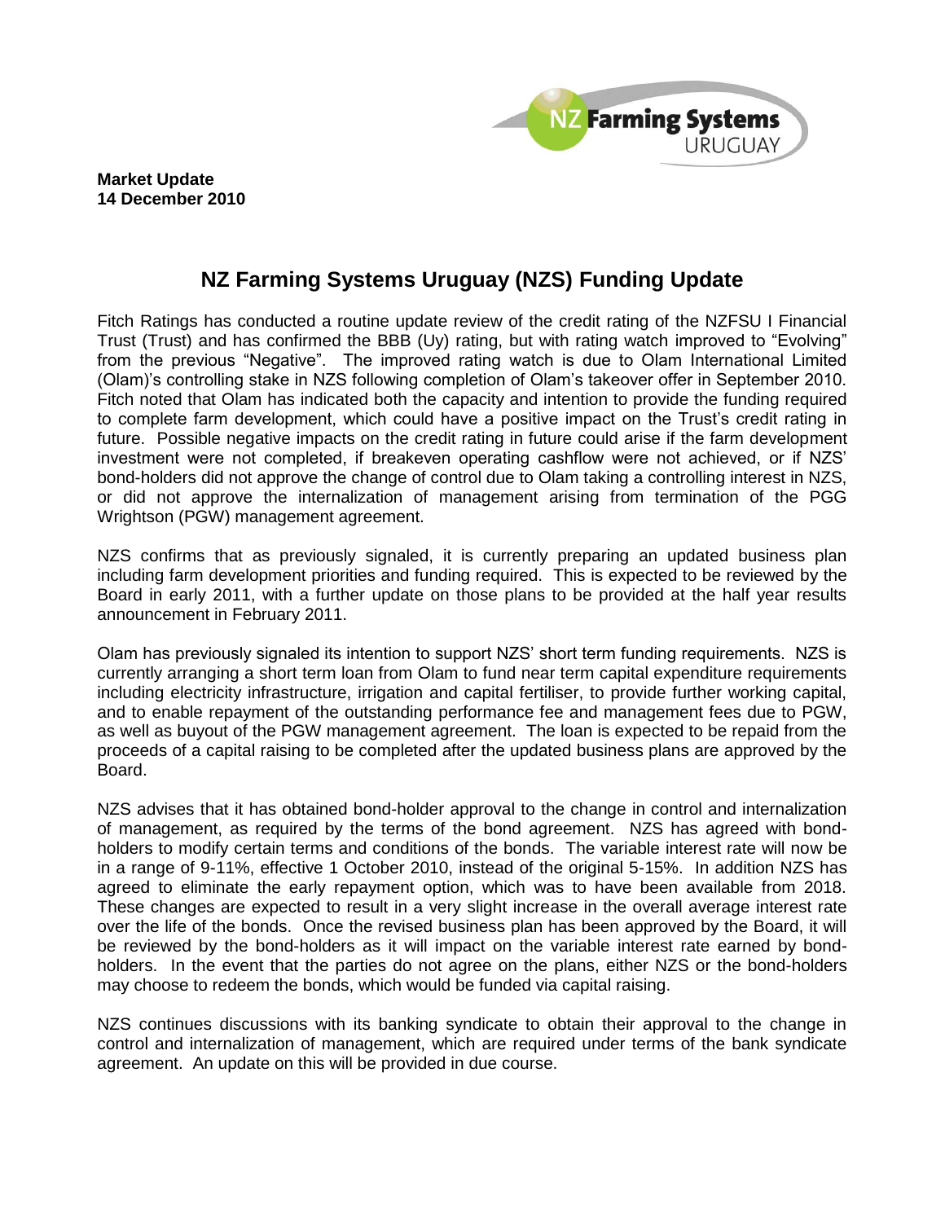**Market Update**
**14 December 2010**

# NZ Farming Systems Uruguay (NZS) Funding Update

Fitch Ratings has conducted a routine update review of the credit rating of the NZFSU I Financial Trust (Trust) and has confirmed the BBB (Uy) rating, but with rating watch improved to "Evolving" from the previous "Negative". The improved rating watch is due to Olam International Limited (Olam)'s controlling stake in NZS following completion of Olam's takeover offer in September 2010. Fitch noted that Olam has indicated both the capacity and intention to provide the funding required to complete farm development, which could have a positive impact on the Trust's credit rating in future. Possible negative impacts on the credit rating in future could arise if the farm development investment were not completed, if breakeven operating cashflow were not achieved, or if NZS' bond-holders did not approve the change of control due to Olam taking a controlling interest in NZS, or did not approve the internalization of management arising from termination of the PGG Wrightson (PGW) management agreement.

NZS confirms that as previously signaled, it is currently preparing an updated business plan including farm development priorities and funding required. This is expected to be reviewed by the Board in early 2011, with a further update on those plans to be provided at the half year results announcement in February 2011.

Olam has previously signaled its intention to support NZS' short term funding requirements. NZS is currently arranging a short term loan from Olam to fund near term capital expenditure requirements including electricity infrastructure, irrigation and capital fertiliser, to provide further working capital, and to enable repayment of the outstanding performance fee and management fees due to PGW, as well as buyout of the PGW management agreement. The loan is expected to be repaid from the proceeds of a capital raising to be completed after the updated business plans are approved by the Board.

NZS advises that it has obtained bond-holder approval to the change in control and internalization of management, as required by the terms of the bond agreement. NZS has agreed with bond-holders to modify certain terms and conditions of the bonds. The variable interest rate will now be in a range of 9-11%, effective 1 October 2010, instead of the original 5-15%. In addition NZS has agreed to eliminate the early repayment option, which was to have been available from 2018. These changes are expected to result in a very slight increase in the overall average interest rate over the life of the bonds. Once the revised business plan has been approved by the Board, it will be reviewed by the bond-holders as it will impact on the variable interest rate earned by bond-holders. In the event that the parties do not agree on the plans, either NZS or the bond-holders may choose to redeem the bonds, which would be funded via capital raising.

NZS continues discussions with its banking syndicate to obtain their approval to the change in control and internalization of management, which are required under terms of the bank syndicate agreement. An update on this will be provided in due course.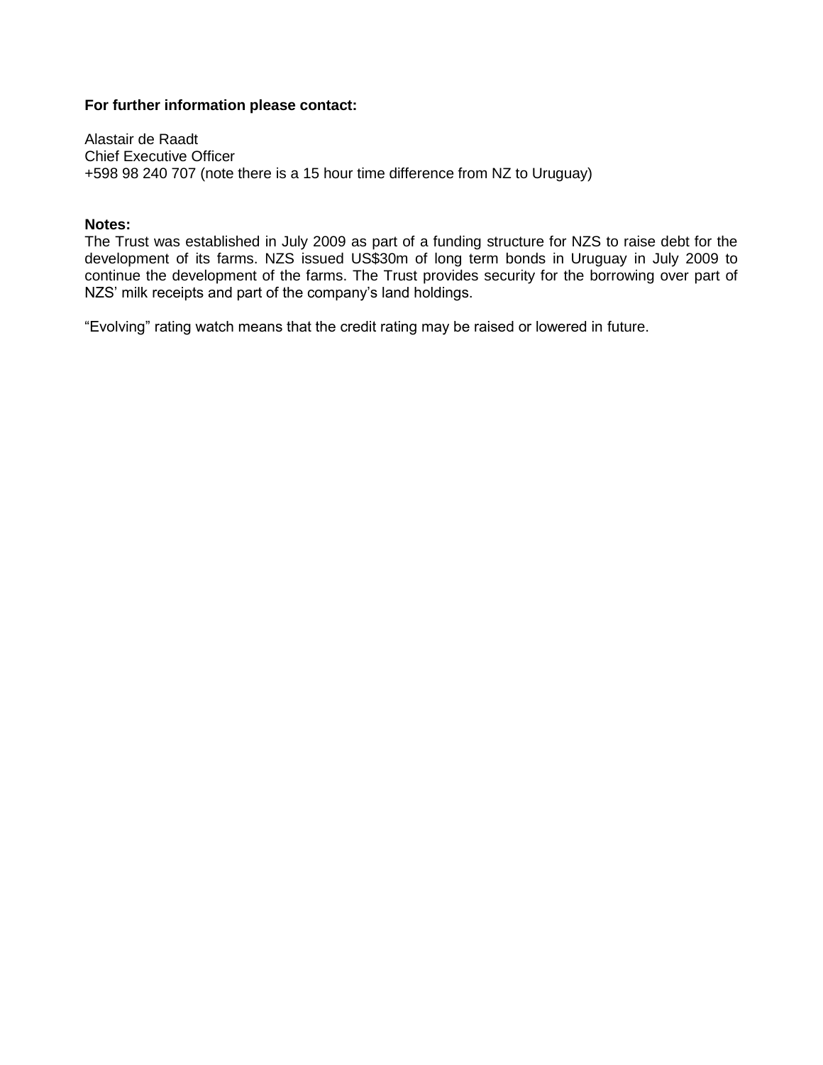**For further information please contact:**

Alastair de Raadt
Chief Executive Officer
+598 98 240 707 (note there is a 15 hour time difference from NZ to Uruguay)

**Notes:**
The Trust was established in July 2009 as part of a funding structure for NZS to raise debt for the development of its farms. NZS issued US$30m of long term bonds in Uruguay in July 2009 to continue the development of the farms. The Trust provides security for the borrowing over part of NZS' milk receipts and part of the company's land holdings.

"Evolving" rating watch means that the credit rating may be raised or lowered in future.